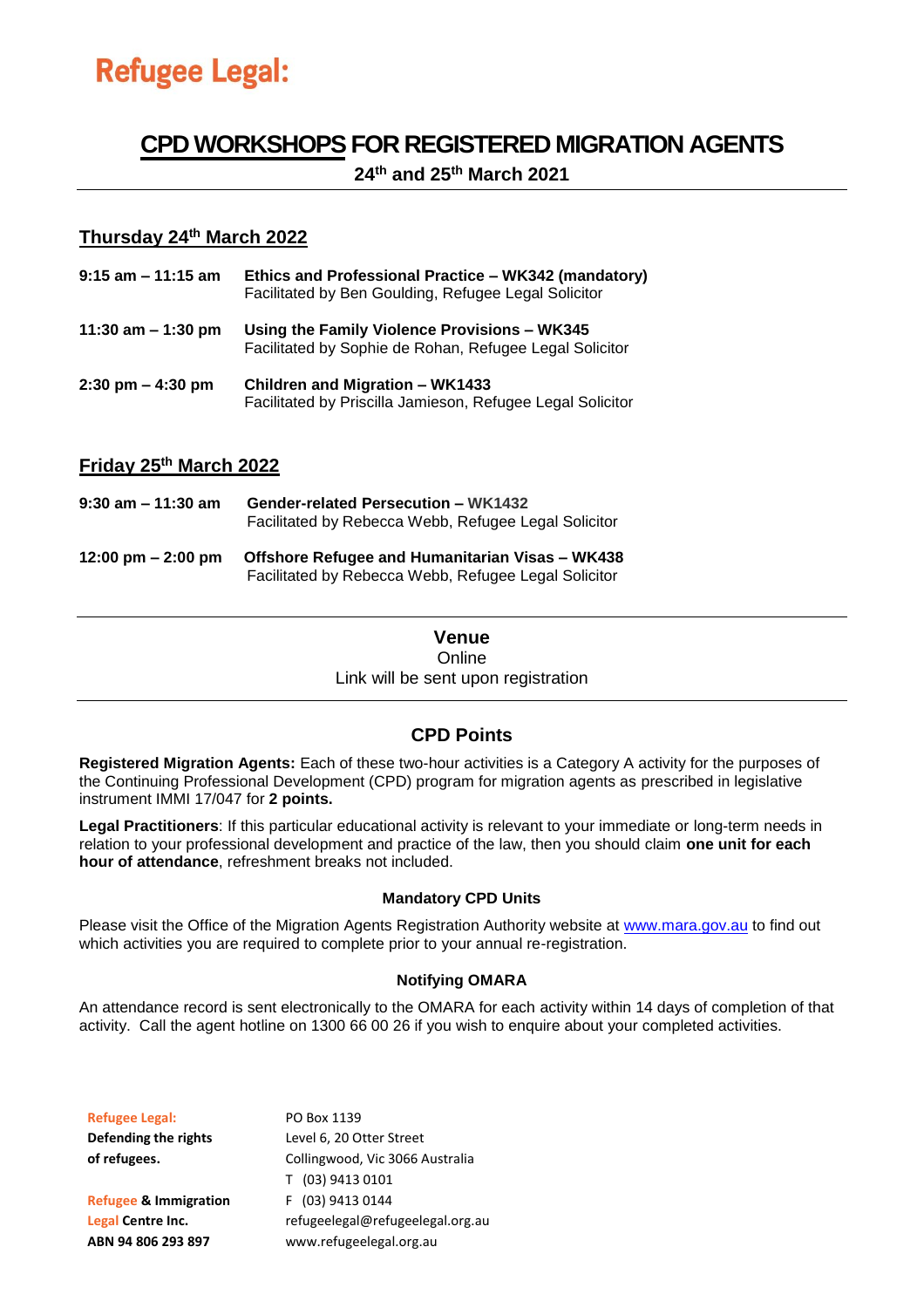# Refugee Legal:

## CPD WORKSHOPS FOR REGISTERED MIGRATION AGENTS

**24th and 25th March 2021**

### Thursday 24th March 2022

| | |
|---|---|
| **9:15 am – 11:15 am** | **Ethics and Professional Practice – WK342 (mandatory)**<br>Facilitated by Ben Goulding, Refugee Legal Solicitor |
| **11:30 am – 1:30 pm** | **Using the Family Violence Provisions – WK345**<br>Facilitated by Sophie de Rohan, Refugee Legal Solicitor |
| **2:30 pm – 4:30 pm** | **Children and Migration – WK1433**<br>Facilitated by Priscilla Jamieson, Refugee Legal Solicitor |

### Friday 25th March 2022

| | |
|---|---|
| **9:30 am – 11:30 am** | **Gender-related Persecution – WK1432**<br>Facilitated by Rebecca Webb, Refugee Legal Solicitor |
| **12:00 pm – 2:00 pm** | **Offshore Refugee and Humanitarian Visas – WK438**<br>Facilitated by Rebecca Webb, Refugee Legal Solicitor |

### Venue

Online

Link will be sent upon registration

### CPD Points

**Registered Migration Agents:** Each of these two-hour activities is a Category A activity for the purposes of the Continuing Professional Development (CPD) program for migration agents as prescribed in legislative instrument IMMI 17/047 for **2 points.**

**Legal Practitioners**: If this particular educational activity is relevant to your immediate or long-term needs in relation to your professional development and practice of the law, then you should claim **one unit for each hour of attendance**, refreshment breaks not included.

#### Mandatory CPD Units

Please visit the Office of the Migration Agents Registration Authority website at www.mara.gov.au to find out which activities you are required to complete prior to your annual re-registration.

#### Notifying OMARA

An attendance record is sent electronically to the OMARA for each activity within 14 days of completion of that activity. Call the agent hotline on 1300 66 00 26 if you wish to enquire about your completed activities.

**Refugee Legal:**
**Defending the rights of refugees.**

**Refugee & Immigration Legal Centre Inc.**
**ABN 94 806 293 897**

PO Box 1139
Level 6, 20 Otter Street
Collingwood, Vic 3066 Australia
T (03) 9413 0101
F (03) 9413 0144
refugeelegal@refugeelegal.org.au
www.refugeelegal.org.au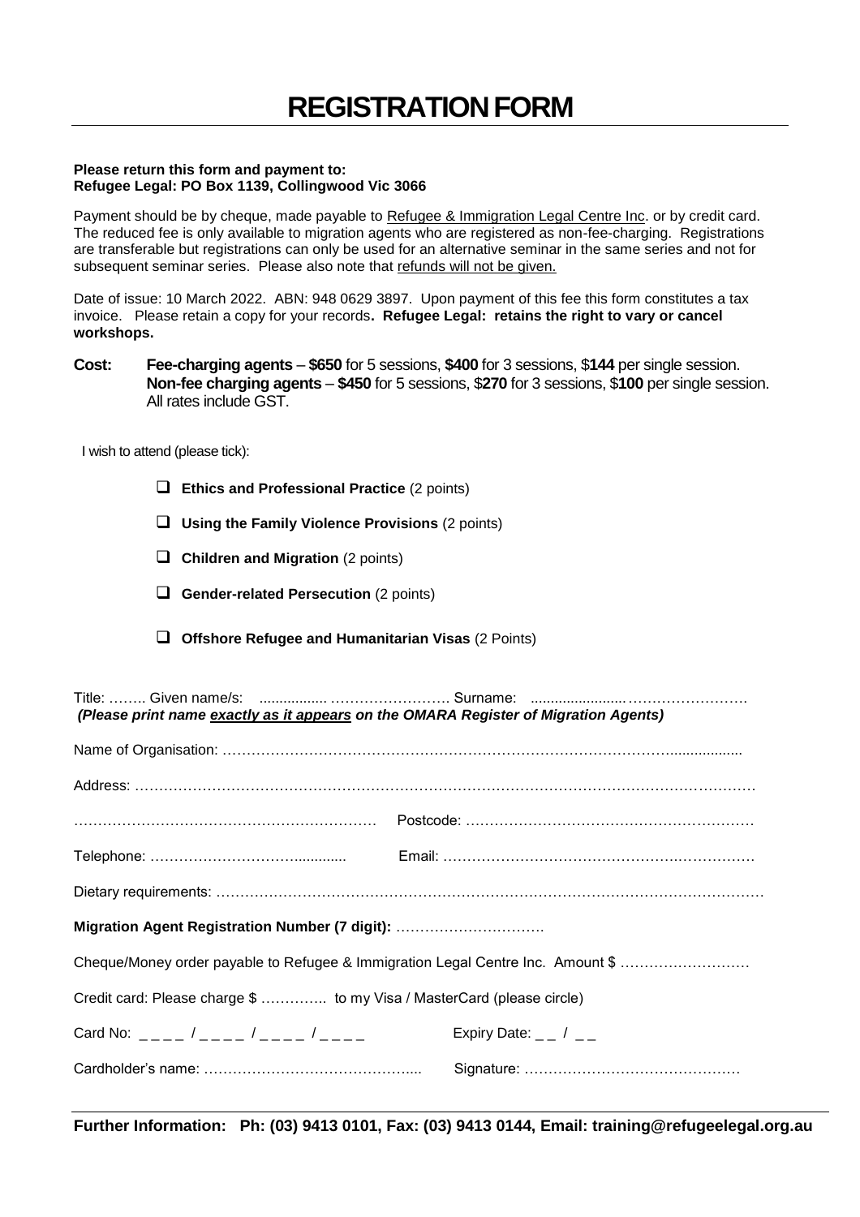# REGISTRATION FORM

**Please return this form and payment to:**
**Refugee Legal: PO Box 1139, Collingwood Vic 3066**

Payment should be by cheque, made payable to Refugee & Immigration Legal Centre Inc. or by credit card. The reduced fee is only available to migration agents who are registered as non-fee-charging. Registrations are transferable but registrations can only be used for an alternative seminar in the same series and not for subsequent seminar series. Please also note that refunds will not be given.

Date of issue: 10 March 2022. ABN: 948 0629 3897. Upon payment of this fee this form constitutes a tax invoice. Please retain a copy for your records**. Refugee Legal: retains the right to vary or cancel workshops.**

**Cost:** **Fee-charging agents** – **$650** for 5 sessions, **$400** for 3 sessions, $**144** per single session.
**Non-fee charging agents** – **$450** for 5 sessions, $**270** for 3 sessions, $**100** per single session.
All rates include GST.

I wish to attend (please tick):

- ☐ **Ethics and Professional Practice** (2 points)
- ☐ **Using the Family Violence Provisions** (2 points)
- ☐ **Children and Migration** (2 points)
- ☐ **Gender-related Persecution** (2 points)
- ☐ **Offshore Refugee and Humanitarian Visas** (2 Points)

Title: …….. Given name/s: ................. ……………………. Surname: ....................... …………………….
***(Please print name exactly as it appears on the OMARA Register of Migration Agents)***

Name of Organisation: ………………………………………………………………………………….................

Address: …………………………………………………………………………………………………………

……………………………………………………… Postcode: ……………………………………………………

Telephone: ……………………………............ Email: ……………………………………………………………

Dietary requirements: …………………………………………………………………………………………………

**Migration Agent Registration Number (7 digit):** ………………………….

Cheque/Money order payable to Refugee & Immigration Legal Centre Inc. Amount $ ………………………

Credit card: Please charge $ ………….. to my Visa / MasterCard (please circle)

Card No: _ _ _ _ / _ _ _ _ / _ _ _ _ / _ _ _ _ Expiry Date: _ _ / _ _

Cardholder's name: …………………………………….... Signature: ………………………………………

**Further Information: Ph: (03) 9413 0101, Fax: (03) 9413 0144, Email: training@refugeelegal.org.au**